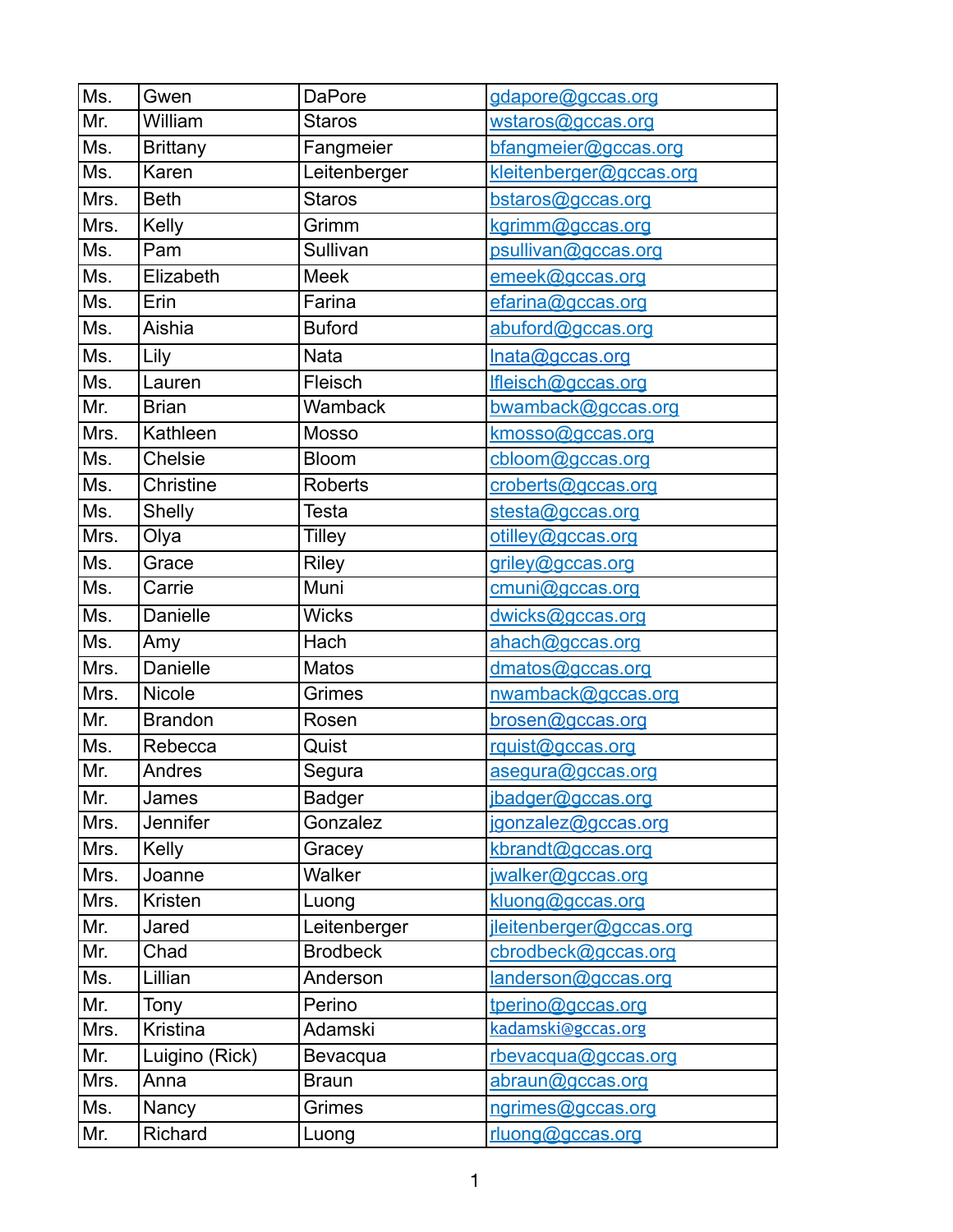| Ms. | Gwen | DaPore | gdapore@gccas.org |
|---|---|---|---|
| Mr. | William | Staros | wstaros@gccas.org |
| Ms. | Brittany | Fangmeier | bfangmeier@gccas.org |
| Ms. | Karen | Leitenberger | kleitenberger@gccas.org |
| Mrs. | Beth | Staros | bstaros@gccas.org |
| Mrs. | Kelly | Grimm | kgrimm@gccas.org |
| Ms. | Pam | Sullivan | psullivan@gccas.org |
| Ms. | Elizabeth | Meek | emeek@gccas.org |
| Ms. | Erin | Farina | efarina@gccas.org |
| Ms. | Aishia | Buford | abuford@gccas.org |
| Ms. | Lily | Nata | lnata@gccas.org |
| Ms. | Lauren | Fleisch | lfleisch@gccas.org |
| Mr. | Brian | Wamback | bwamback@gccas.org |
| Mrs. | Kathleen | Mosso | kmosso@gccas.org |
| Ms. | Chelsie | Bloom | cbloom@gccas.org |
| Ms. | Christine | Roberts | croberts@gccas.org |
| Ms. | Shelly | Testa | stesta@gccas.org |
| Mrs. | Olya | Tilley | otilley@gccas.org |
| Ms. | Grace | Riley | griley@gccas.org |
| Ms. | Carrie | Muni | cmuni@gccas.org |
| Ms. | Danielle | Wicks | dwicks@gccas.org |
| Ms. | Amy | Hach | ahach@gccas.org |
| Mrs. | Danielle | Matos | dmatos@gccas.org |
| Mrs. | Nicole | Grimes | nwamback@gccas.org |
| Mr. | Brandon | Rosen | brosen@gccas.org |
| Ms. | Rebecca | Quist | rquist@gccas.org |
| Mr. | Andres | Segura | asegura@gccas.org |
| Mr. | James | Badger | jbadger@gccas.org |
| Mrs. | Jennifer | Gonzalez | jgonzalez@gccas.org |
| Mrs. | Kelly | Gracey | kbrandt@gccas.org |
| Mrs. | Joanne | Walker | jwalker@gccas.org |
| Mrs. | Kristen | Luong | kluong@gccas.org |
| Mr. | Jared | Leitenberger | jleitenberger@gccas.org |
| Mr. | Chad | Brodbeck | cbrodbeck@gccas.org |
| Ms. | Lillian | Anderson | landerson@gccas.org |
| Mr. | Tony | Perino | tperino@gccas.org |
| Mrs. | Kristina | Adamski | kadamski@gccas.org |
| Mr. | Luigino (Rick) | Bevacqua | rbevacqua@gccas.org |
| Mrs. | Anna | Braun | abraun@gccas.org |
| Ms. | Nancy | Grimes | ngrimes@gccas.org |
| Mr. | Richard | Luong | rluong@gccas.org |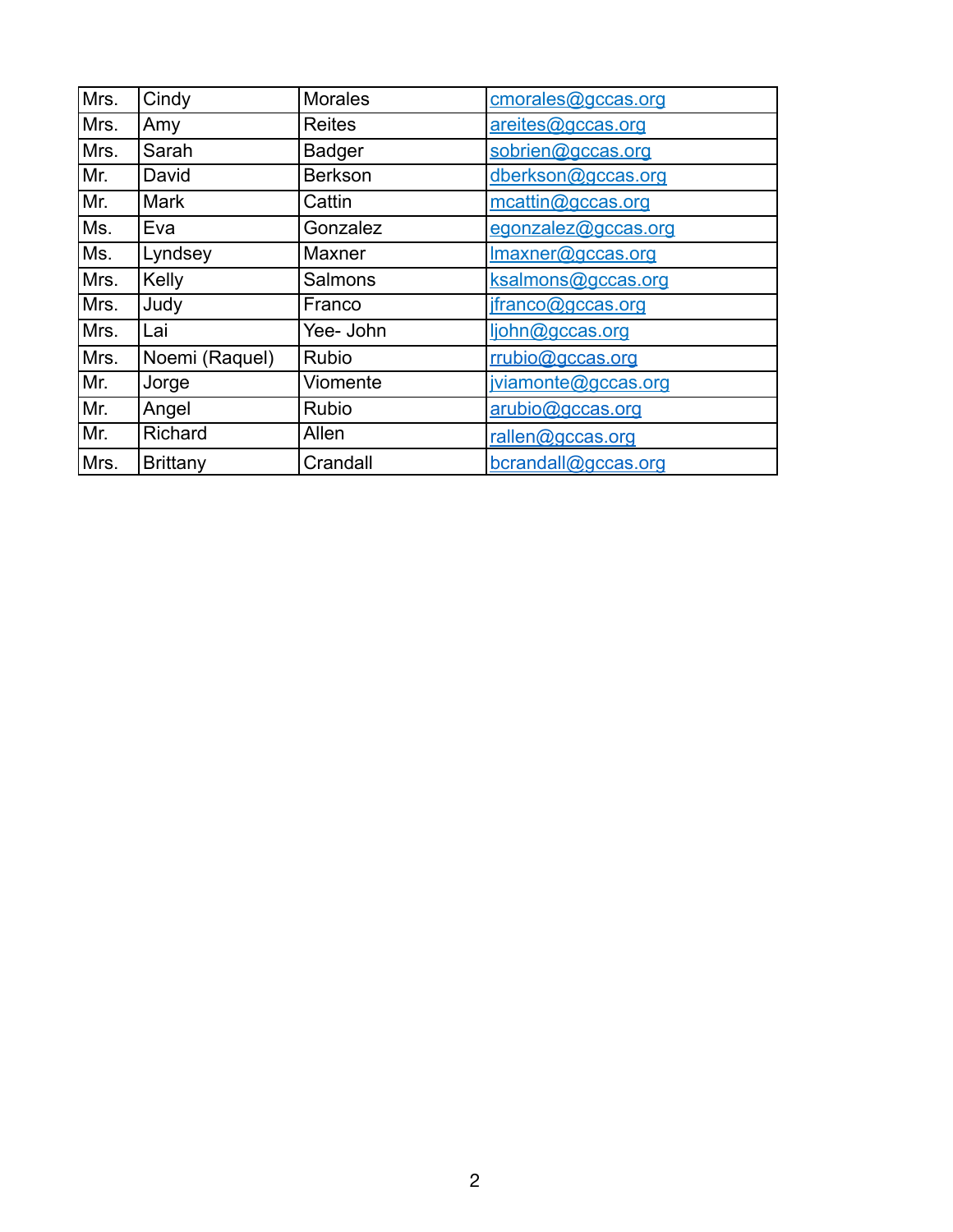| Mrs. | Cindy | Morales | cmorales@gccas.org |
|---|---|---|---|
| Mrs. | Amy | Reites | areites@gccas.org |
| Mrs. | Sarah | Badger | sobrien@gccas.org |
| Mr. | David | Berkson | dberkson@gccas.org |
| Mr. | Mark | Cattin | mcattin@gccas.org |
| Ms. | Eva | Gonzalez | egonzalez@gccas.org |
| Ms. | Lyndsey | Maxner | lmaxner@gccas.org |
| Mrs. | Kelly | Salmons | ksalmons@gccas.org |
| Mrs. | Judy | Franco | jfranco@gccas.org |
| Mrs. | Lai | Yee- John | ljohn@gccas.org |
| Mrs. | Noemi (Raquel) | Rubio | rrubio@gccas.org |
| Mr. | Jorge | Viomente | jviamonte@gccas.org |
| Mr. | Angel | Rubio | arubio@gccas.org |
| Mr. | Richard | Allen | rallen@gccas.org |
| Mrs. | Brittany | Crandall | bcrandall@gccas.org |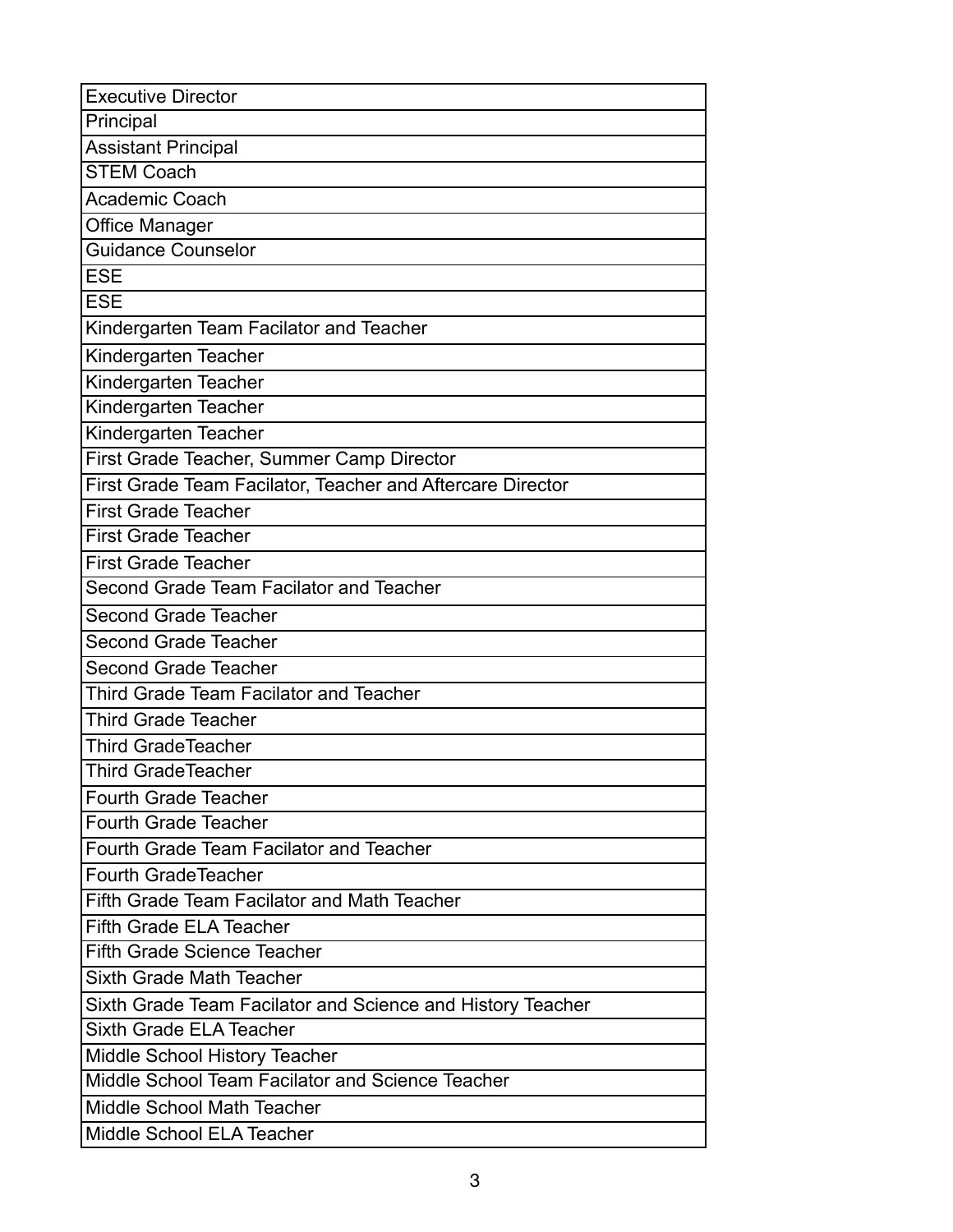| Executive Director |
| --- |
| Principal |
| Assistant Principal |
| STEM Coach |
| Academic Coach |
| Office Manager |
| Guidance Counselor |
| ESE |
| ESE |
| Kindergarten Team Facilator and Teacher |
| Kindergarten Teacher |
| Kindergarten Teacher |
| Kindergarten Teacher |
| Kindergarten Teacher |
| First Grade Teacher, Summer Camp Director |
| First Grade Team Facilator, Teacher and Aftercare Director |
| First Grade Teacher |
| First Grade Teacher |
| First Grade Teacher |
| Second Grade Team Facilator and Teacher |
| Second Grade Teacher |
| Second Grade Teacher |
| Second Grade Teacher |
| Third Grade Team Facilator and Teacher |
| Third Grade Teacher |
| Third GradeTeacher |
| Third GradeTeacher |
| Fourth Grade Teacher |
| Fourth Grade Teacher |
| Fourth Grade Team Facilator and Teacher |
| Fourth GradeTeacher |
| Fifth Grade Team Facilator and Math Teacher |
| Fifth Grade ELA Teacher |
| Fifth Grade Science Teacher |
| Sixth Grade Math Teacher |
| Sixth Grade Team Facilator and Science and History Teacher |
| Sixth Grade ELA Teacher |
| Middle School History Teacher |
| Middle School Team Facilator and Science Teacher |
| Middle School Math Teacher |
| Middle School ELA Teacher |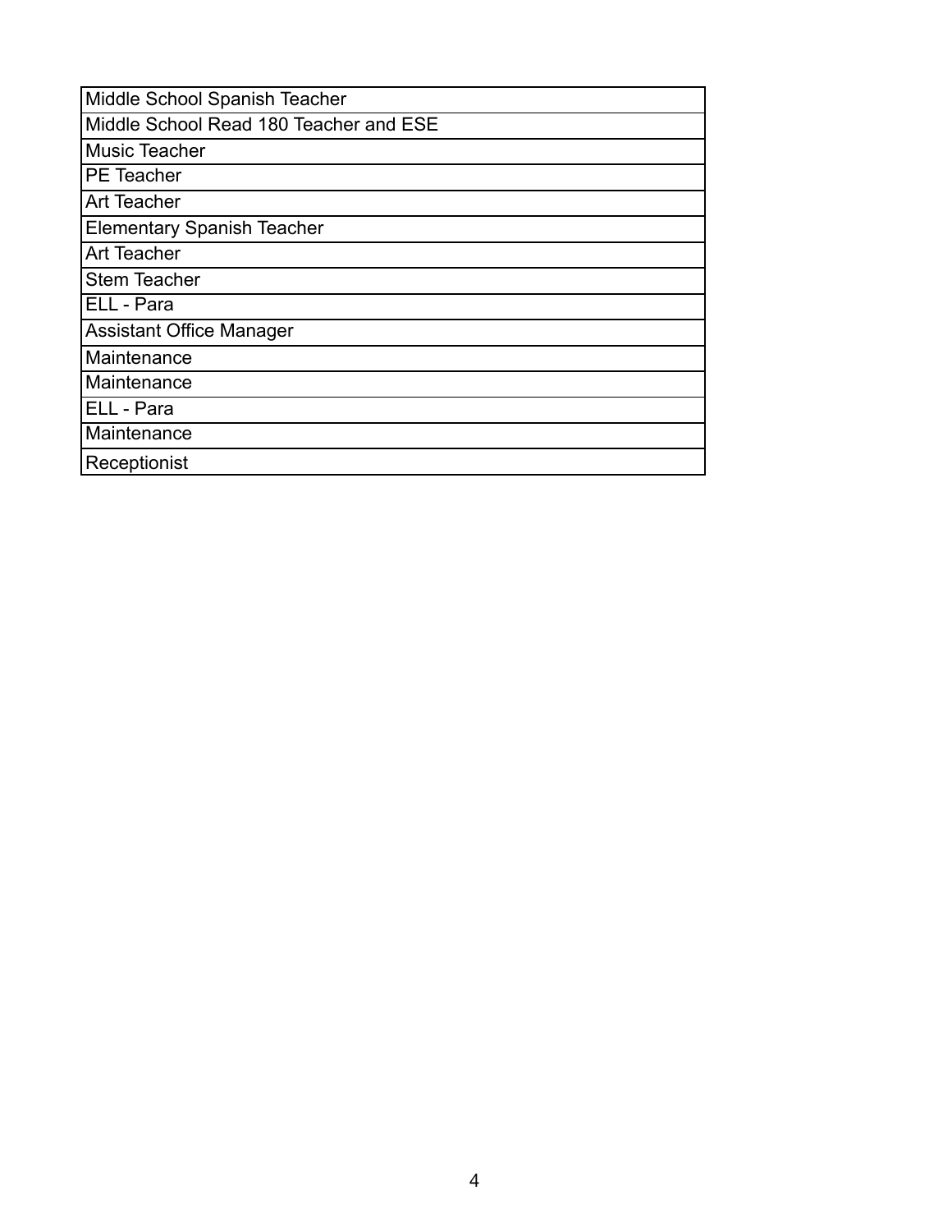| |
|---|
| Middle School Spanish Teacher |
| Middle School Read 180 Teacher and ESE |
| Music Teacher |
| PE Teacher |
| Art Teacher |
| Elementary Spanish Teacher |
| Art Teacher |
| Stem Teacher |
| ELL - Para |
| Assistant Office Manager |
| Maintenance |
| Maintenance |
| ELL - Para |
| Maintenance |
| Receptionist |